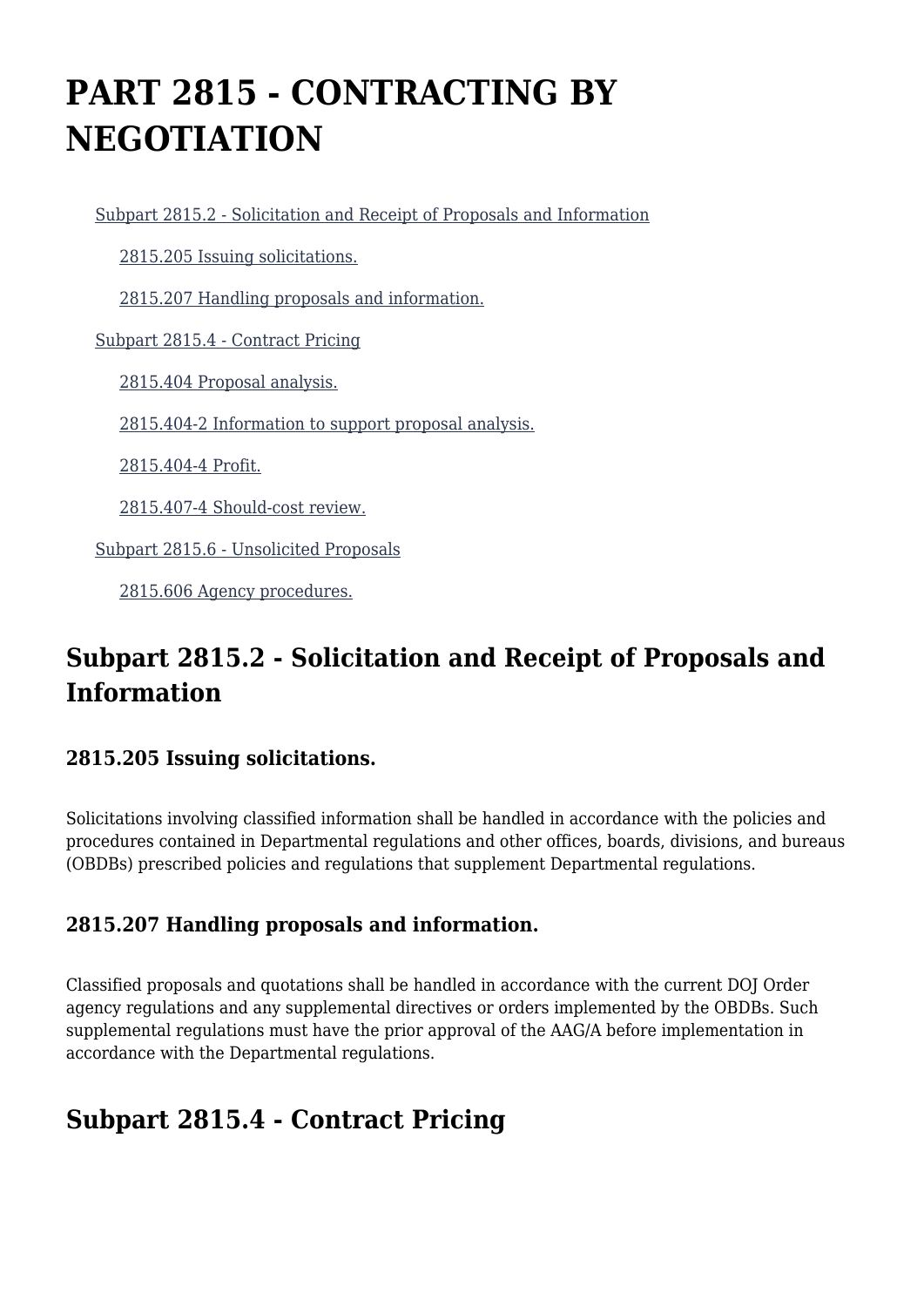# PART 2815 - CONTRACTING BY NEGOTIATION

- Subpart 2815.2 - Solicitation and Receipt of Proposals and Information
  - 2815.205 Issuing solicitations.
  - 2815.207 Handling proposals and information.
- Subpart 2815.4 - Contract Pricing
  - 2815.404 Proposal analysis.
  - 2815.404-2 Information to support proposal analysis.
  - 2815.404-4 Profit.
  - 2815.407-4 Should-cost review.
- Subpart 2815.6 - Unsolicited Proposals
  - 2815.606 Agency procedures.

## Subpart 2815.2 - Solicitation and Receipt of Proposals and Information

### 2815.205 Issuing solicitations.

Solicitations involving classified information shall be handled in accordance with the policies and procedures contained in Departmental regulations and other offices, boards, divisions, and bureaus (OBDBs) prescribed policies and regulations that supplement Departmental regulations.

### 2815.207 Handling proposals and information.

Classified proposals and quotations shall be handled in accordance with the current DOJ Order agency regulations and any supplemental directives or orders implemented by the OBDBs. Such supplemental regulations must have the prior approval of the AAG/A before implementation in accordance with the Departmental regulations.

## Subpart 2815.4 - Contract Pricing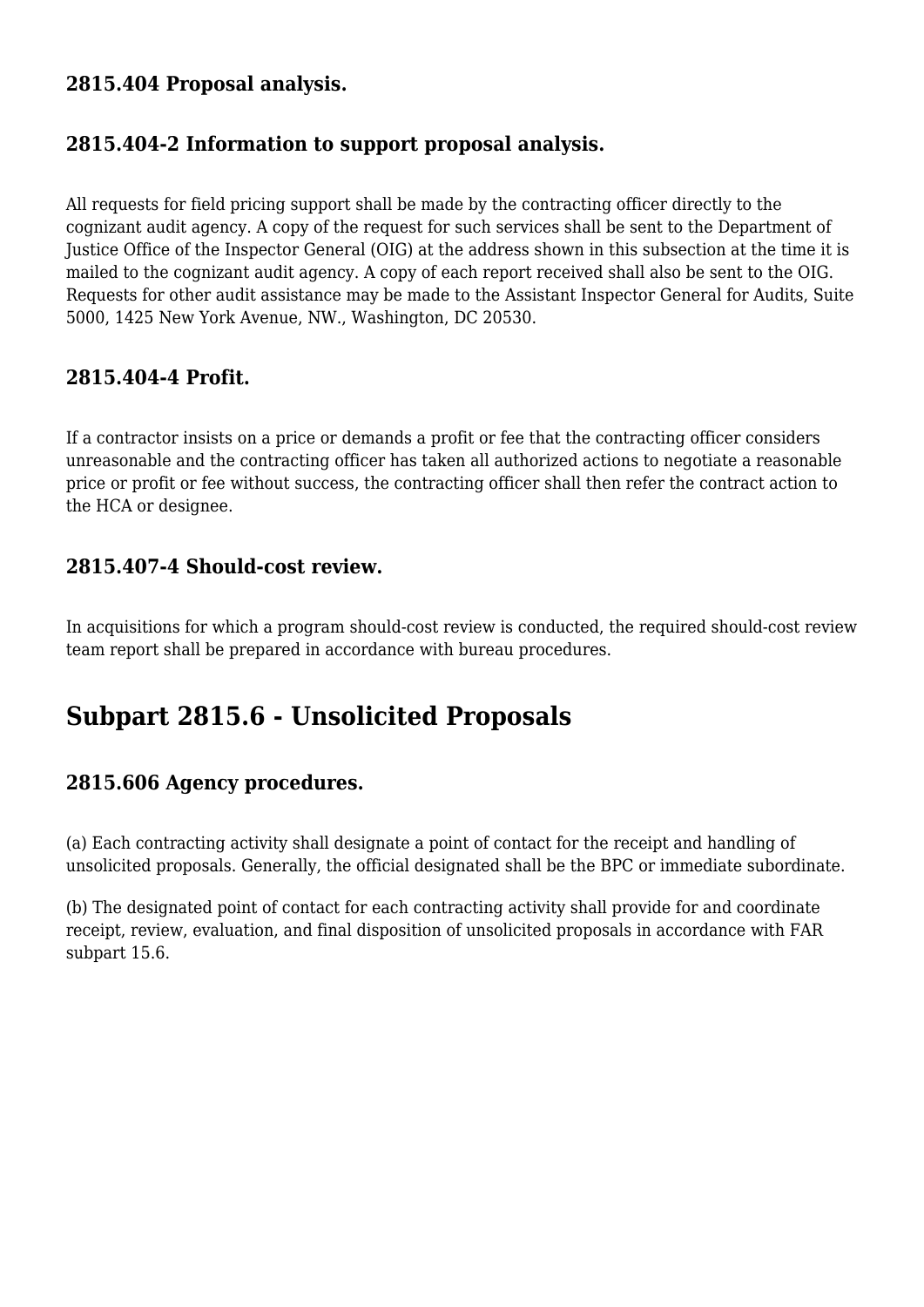### 2815.404 Proposal analysis.

### 2815.404-2 Information to support proposal analysis.

All requests for field pricing support shall be made by the contracting officer directly to the cognizant audit agency. A copy of the request for such services shall be sent to the Department of Justice Office of the Inspector General (OIG) at the address shown in this subsection at the time it is mailed to the cognizant audit agency. A copy of each report received shall also be sent to the OIG. Requests for other audit assistance may be made to the Assistant Inspector General for Audits, Suite 5000, 1425 New York Avenue, NW., Washington, DC 20530.

### 2815.404-4 Profit.

If a contractor insists on a price or demands a profit or fee that the contracting officer considers unreasonable and the contracting officer has taken all authorized actions to negotiate a reasonable price or profit or fee without success, the contracting officer shall then refer the contract action to the HCA or designee.

### 2815.407-4 Should-cost review.

In acquisitions for which a program should-cost review is conducted, the required should-cost review team report shall be prepared in accordance with bureau procedures.

## Subpart 2815.6 - Unsolicited Proposals

### 2815.606 Agency procedures.

(a) Each contracting activity shall designate a point of contact for the receipt and handling of unsolicited proposals. Generally, the official designated shall be the BPC or immediate subordinate.

(b) The designated point of contact for each contracting activity shall provide for and coordinate receipt, review, evaluation, and final disposition of unsolicited proposals in accordance with FAR subpart 15.6.